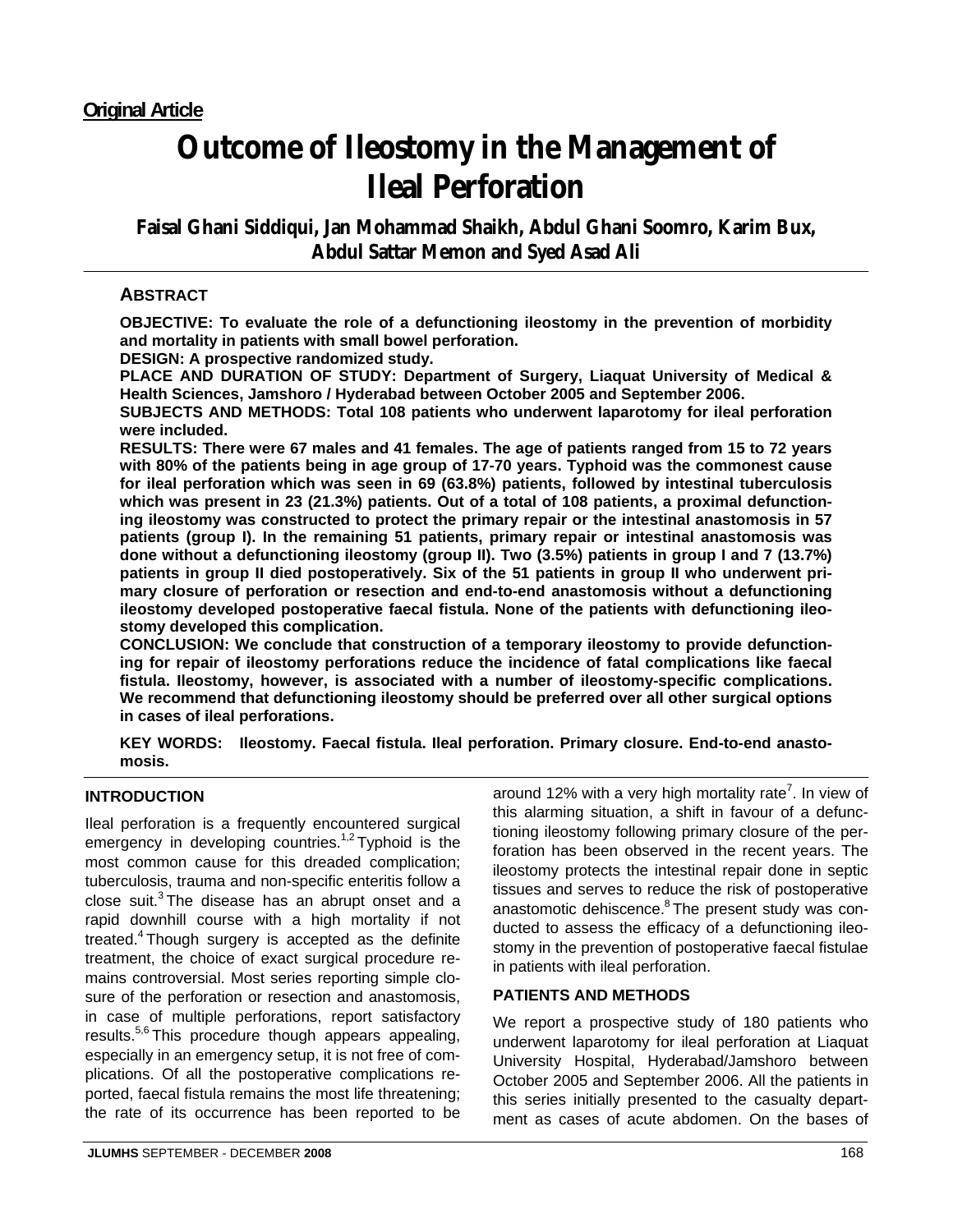**Original Article**

# Outcome of Ileostomy in the Management of Ileal Perforation

**Faisal Ghani Siddiqui, Jan Mohammad Shaikh, Abdul Ghani Soomro, Karim Bux, Abdul Sattar Memon and Syed Asad Ali**

## ABSTRACT

**OBJECTIVE: To evaluate the role of a defunctioning ileostomy in the prevention of morbidity and mortality in patients with small bowel perforation.**

**DESIGN: A prospective randomized study.**

**PLACE AND DURATION OF STUDY: Department of Surgery, Liaquat University of Medical & Health Sciences, Jamshoro / Hyderabad between October 2005 and September 2006.**

**SUBJECTS AND METHODS: Total 108 patients who underwent laparotomy for ileal perforation were included.**

**RESULTS: There were 67 males and 41 females. The age of patients ranged from 15 to 72 years with 80% of the patients being in age group of 17-70 years. Typhoid was the commonest cause for ileal perforation which was seen in 69 (63.8%) patients, followed by intestinal tuberculosis which was present in 23 (21.3%) patients. Out of a total of 108 patients, a proximal defunctioning ileostomy was constructed to protect the primary repair or the intestinal anastomosis in 57 patients (group I). In the remaining 51 patients, primary repair or intestinal anastomosis was done without a defunctioning ileostomy (group II). Two (3.5%) patients in group I and 7 (13.7%) patients in group II died postoperatively. Six of the 51 patients in group II who underwent primary closure of perforation or resection and end-to-end anastomosis without a defunctioning ileostomy developed postoperative faecal fistula. None of the patients with defunctioning ileostomy developed this complication.**

**CONCLUSION: We conclude that construction of a temporary ileostomy to provide defunctioning for repair of ileostomy perforations reduce the incidence of fatal complications like faecal fistula. Ileostomy, however, is associated with a number of ileostomy-specific complications. We recommend that defunctioning ileostomy should be preferred over all other surgical options in cases of ileal perforations.**

**KEY WORDS: Ileostomy. Faecal fistula. Ileal perforation. Primary closure. End-to-end anastomosis.**

## INTRODUCTION

Ileal perforation is a frequently encountered surgical emergency in developing countries.[1,2] Typhoid is the most common cause for this dreaded complication; tuberculosis, trauma and non-specific enteritis follow a close suit.[3] The disease has an abrupt onset and a rapid downhill course with a high mortality if not treated.[4] Though surgery is accepted as the definite treatment, the choice of exact surgical procedure remains controversial. Most series reporting simple closure of the perforation or resection and anastomosis, in case of multiple perforations, report satisfactory results.[5,6] This procedure though appears appealing, especially in an emergency setup, it is not free of complications. Of all the postoperative complications reported, faecal fistula remains the most life threatening; the rate of its occurrence has been reported to be around 12% with a very high mortality rate[7]. In view of this alarming situation, a shift in favour of a defunctioning ileostomy following primary closure of the perforation has been observed in the recent years. The ileostomy protects the intestinal repair done in septic tissues and serves to reduce the risk of postoperative anastomotic dehiscence.[8] The present study was conducted to assess the efficacy of a defunctioning ileostomy in the prevention of postoperative faecal fistulae in patients with ileal perforation.

## PATIENTS AND METHODS

We report a prospective study of 180 patients who underwent laparotomy for ileal perforation at Liaquat University Hospital, Hyderabad/Jamshoro between October 2005 and September 2006. All the patients in this series initially presented to the casualty department as cases of acute abdomen. On the bases of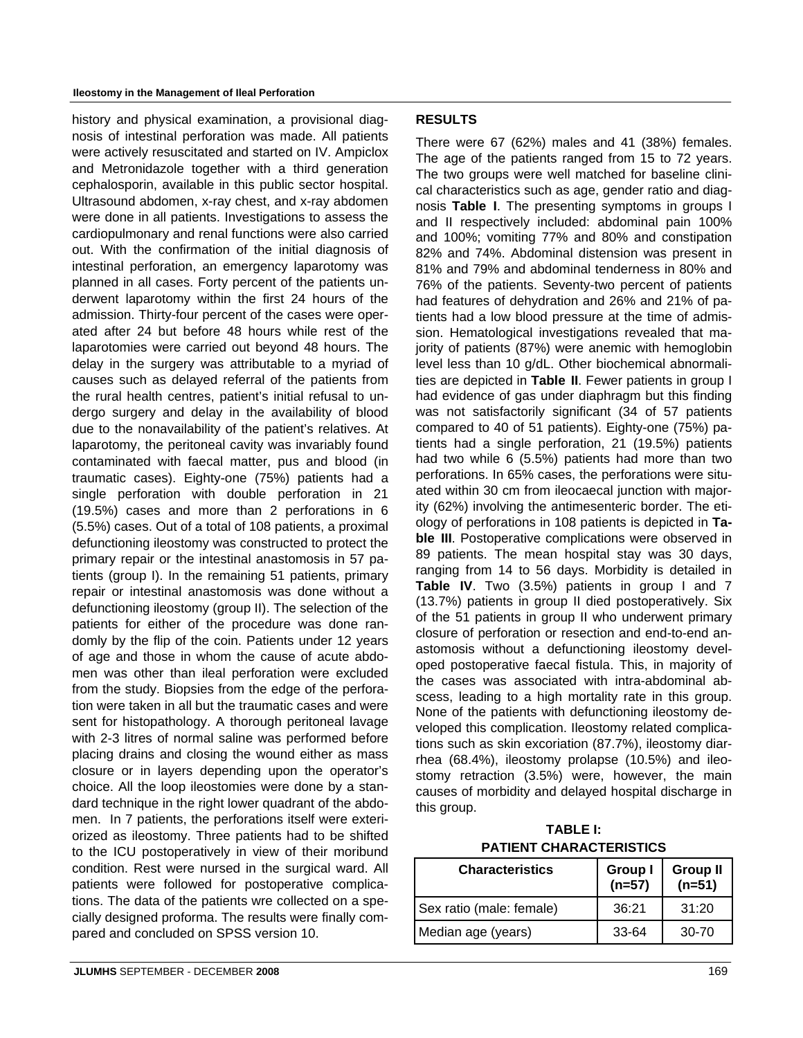history and physical examination, a provisional diagnosis of intestinal perforation was made. All patients were actively resuscitated and started on IV. Ampiclox and Metronidazole together with a third generation cephalosporin, available in this public sector hospital. Ultrasound abdomen, x-ray chest, and x-ray abdomen were done in all patients. Investigations to assess the cardiopulmonary and renal functions were also carried out. With the confirmation of the initial diagnosis of intestinal perforation, an emergency laparotomy was planned in all cases. Forty percent of the patients underwent laparotomy within the first 24 hours of the admission. Thirty-four percent of the cases were operated after 24 but before 48 hours while rest of the laparotomies were carried out beyond 48 hours. The delay in the surgery was attributable to a myriad of causes such as delayed referral of the patients from the rural health centres, patient's initial refusal to undergo surgery and delay in the availability of blood due to the nonavailability of the patient's relatives. At laparotomy, the peritoneal cavity was invariably found contaminated with faecal matter, pus and blood (in traumatic cases). Eighty-one (75%) patients had a single perforation with double perforation in 21 (19.5%) cases and more than 2 perforations in 6 (5.5%) cases. Out of a total of 108 patients, a proximal defunctioning ileostomy was constructed to protect the primary repair or the intestinal anastomosis in 57 patients (group I). In the remaining 51 patients, primary repair or intestinal anastomosis was done without a defunctioning ileostomy (group II). The selection of the patients for either of the procedure was done randomly by the flip of the coin. Patients under 12 years of age and those in whom the cause of acute abdomen was other than ileal perforation were excluded from the study. Biopsies from the edge of the perforation were taken in all but the traumatic cases and were sent for histopathology. A thorough peritoneal lavage with 2-3 litres of normal saline was performed before placing drains and closing the wound either as mass closure or in layers depending upon the operator's choice. All the loop ileostomies were done by a standard technique in the right lower quadrant of the abdomen. In 7 patients, the perforations itself were exteriorized as ileostomy. Three patients had to be shifted to the ICU postoperatively in view of their moribund condition. Rest were nursed in the surgical ward. All patients were followed for postoperative complications. The data of the patients wre collected on a specially designed proforma. The results were finally compared and concluded on SPSS version 10.

## RESULTS

There were 67 (62%) males and 41 (38%) females. The age of the patients ranged from 15 to 72 years. The two groups were well matched for baseline clinical characteristics such as age, gender ratio and diagnosis **Table I**. The presenting symptoms in groups I and II respectively included: abdominal pain 100% and 100%; vomiting 77% and 80% and constipation 82% and 74%. Abdominal distension was present in 81% and 79% and abdominal tenderness in 80% and 76% of the patients. Seventy-two percent of patients had features of dehydration and 26% and 21% of patients had a low blood pressure at the time of admission. Hematological investigations revealed that majority of patients (87%) were anemic with hemoglobin level less than 10 g/dL. Other biochemical abnormalities are depicted in **Table II**. Fewer patients in group I had evidence of gas under diaphragm but this finding was not satisfactorily significant (34 of 57 patients compared to 40 of 51 patients). Eighty-one (75%) patients had a single perforation, 21 (19.5%) patients had two while 6 (5.5%) patients had more than two perforations. In 65% cases, the perforations were situated within 30 cm from ileocaecal junction with majority (62%) involving the antimesenteric border. The etiology of perforations in 108 patients is depicted in **Table III**. Postoperative complications were observed in 89 patients. The mean hospital stay was 30 days, ranging from 14 to 56 days. Morbidity is detailed in **Table IV**. Two (3.5%) patients in group I and 7 (13.7%) patients in group II died postoperatively. Six of the 51 patients in group II who underwent primary closure of perforation or resection and end-to-end anastomosis without a defunctioning ileostomy developed postoperative faecal fistula. This, in majority of the cases was associated with intra-abdominal abscess, leading to a high mortality rate in this group. None of the patients with defunctioning ileostomy developed this complication. Ileostomy related complications such as skin excoriation (87.7%), ileostomy diarrhea (68.4%), ileostomy prolapse (10.5%) and ileostomy retraction (3.5%) were, however, the main causes of morbidity and delayed hospital discharge in this group.

**TABLE I: PATIENT CHARACTERISTICS**

| Characteristics | Group I (n=57) | Group II (n=51) |
|---|---|---|
| Sex ratio (male: female) | 36:21 | 31:20 |
| Median age (years) | 33-64 | 30-70 |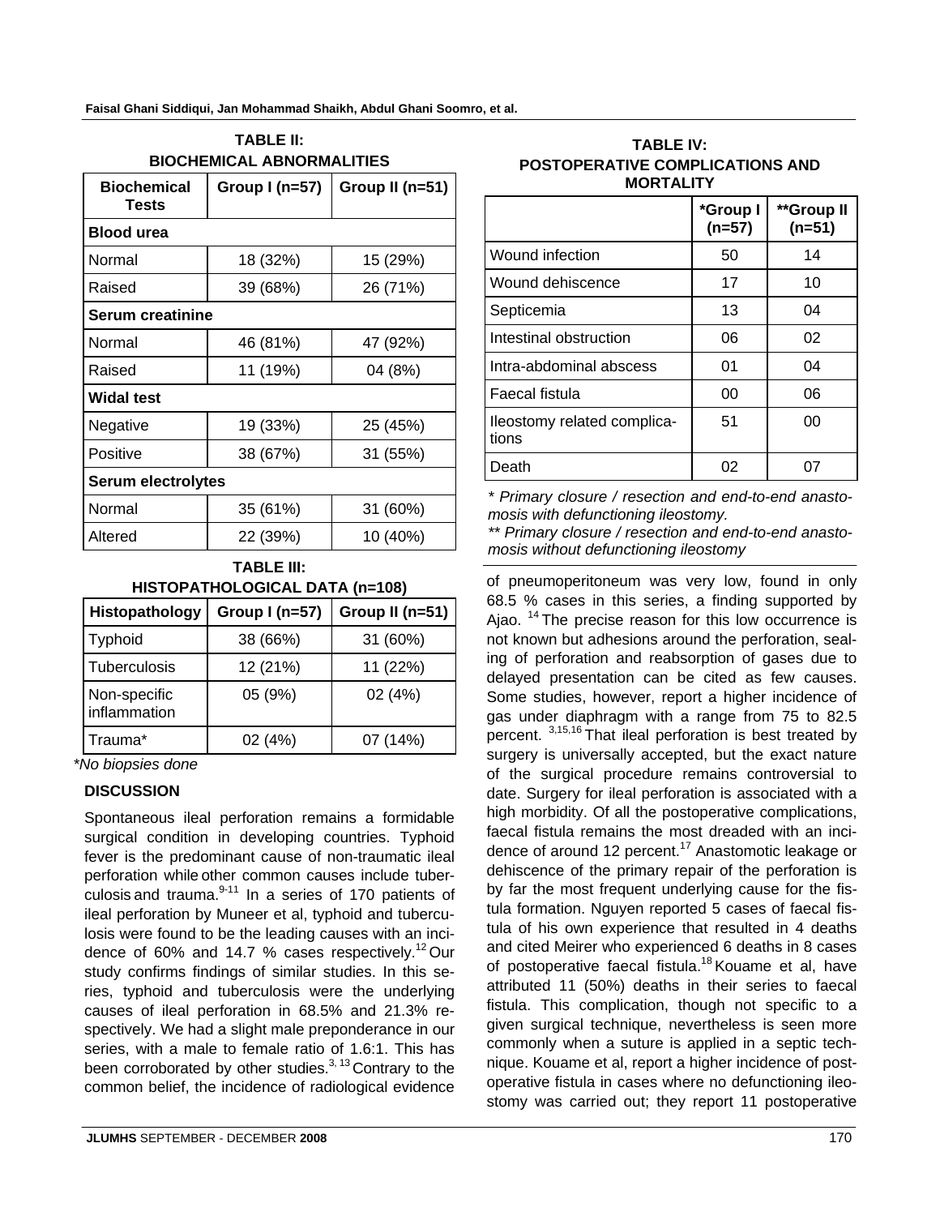**TABLE II:**
**BIOCHEMICAL ABNORMALITIES**

| Biochemical Tests | Group I (n=57) | Group II (n=51) |
|---|---|---|
| **Blood urea** | | |
| Normal | 18 (32%) | 15 (29%) |
| Raised | 39 (68%) | 26 (71%) |
| **Serum creatinine** | | |
| Normal | 46 (81%) | 47 (92%) |
| Raised | 11 (19%) | 04 (8%) |
| **Widal test** | | |
| Negative | 19 (33%) | 25 (45%) |
| Positive | 38 (67%) | 31 (55%) |
| **Serum electrolytes** | | |
| Normal | 35 (61%) | 31 (60%) |
| Altered | 22 (39%) | 10 (40%) |

**TABLE III:**
**HISTOPATHOLOGICAL DATA (n=108)**

| Histopathology | Group I (n=57) | Group II (n=51) |
|---|---|---|
| Typhoid | 38 (66%) | 31 (60%) |
| Tuberculosis | 12 (21%) | 11 (22%) |
| Non-specific inflammation | 05 (9%) | 02 (4%) |
| Trauma* | 02 (4%) | 07 (14%) |

*\*No biopsies done*

**TABLE IV:**
**POSTOPERATIVE COMPLICATIONS AND MORTALITY**

| | *Group I (n=57) | **Group II (n=51) |
|---|---|---|
| Wound infection | 50 | 14 |
| Wound dehiscence | 17 | 10 |
| Septicemia | 13 | 04 |
| Intestinal obstruction | 06 | 02 |
| Intra-abdominal abscess | 01 | 04 |
| Faecal fistula | 00 | 06 |
| Ileostomy related complications | 51 | 00 |
| Death | 02 | 07 |

*\* Primary closure / resection and end-to-end anastomosis with defunctioning ileostomy.*

*\*\* Primary closure / resection and end-to-end anastomosis without defunctioning ileostomy*

## DISCUSSION

Spontaneous ileal perforation remains a formidable surgical condition in developing countries. Typhoid fever is the predominant cause of non-traumatic ileal perforation while other common causes include tuberculosis and trauma.[9-11] In a series of 170 patients of ileal perforation by Muneer et al, typhoid and tuberculosis were found to be the leading causes with an incidence of 60% and 14.7 % cases respectively.[12] Our study confirms findings of similar studies. In this series, typhoid and tuberculosis were the underlying causes of ileal perforation in 68.5% and 21.3% respectively. We had a slight male preponderance in our series, with a male to female ratio of 1.6:1. This has been corroborated by other studies.[3, 13] Contrary to the common belief, the incidence of radiological evidence of pneumoperitoneum was very low, found in only 68.5 % cases in this series, a finding supported by Ajao. [14] The precise reason for this low occurrence is not known but adhesions around the perforation, sealing of perforation and reabsorption of gases due to delayed presentation can be cited as few causes. Some studies, however, report a higher incidence of gas under diaphragm with a range from 75 to 82.5 percent. [3,15,16] That ileal perforation is best treated by surgery is universally accepted, but the exact nature of the surgical procedure remains controversial to date. Surgery for ileal perforation is associated with a high morbidity. Of all the postoperative complications, faecal fistula remains the most dreaded with an incidence of around 12 percent.[17] Anastomotic leakage or dehiscence of the primary repair of the perforation is by far the most frequent underlying cause for the fistula formation. Nguyen reported 5 cases of faecal fistula of his own experience that resulted in 4 deaths and cited Meirer who experienced 6 deaths in 8 cases of postoperative faecal fistula.[18] Kouame et al, have attributed 11 (50%) deaths in their series to faecal fistula. This complication, though not specific to a given surgical technique, nevertheless is seen more commonly when a suture is applied in a septic technique. Kouame et al, report a higher incidence of postoperative fistula in cases where no defunctioning ileostomy was carried out; they report 11 postoperative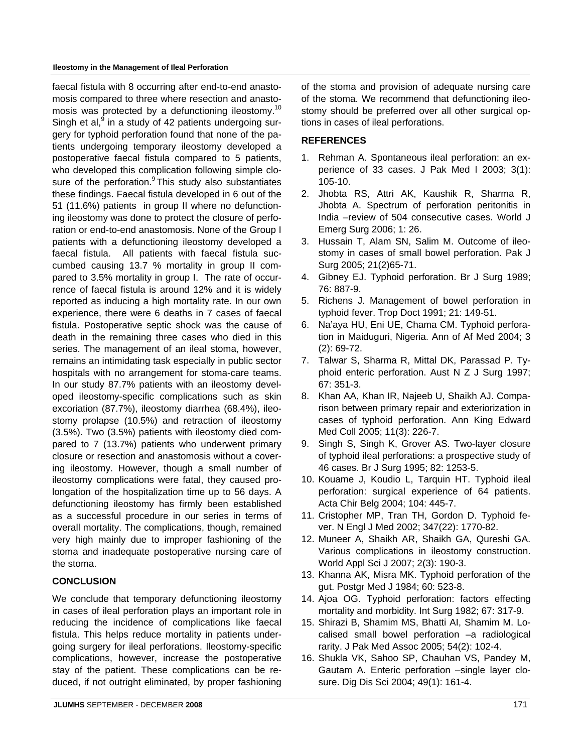faecal fistula with 8 occurring after end-to-end anastomosis compared to three where resection and anastomosis was protected by a defunctioning ileostomy.[10] Singh et al,[9] in a study of 42 patients undergoing surgery for typhoid perforation found that none of the patients undergoing temporary ileostomy developed a postoperative faecal fistula compared to 5 patients, who developed this complication following simple closure of the perforation.[9] This study also substantiates these findings. Faecal fistula developed in 6 out of the 51 (11.6%) patients in group II where no defunctioning ileostomy was done to protect the closure of perforation or end-to-end anastomosis. None of the Group I patients with a defunctioning ileostomy developed a faecal fistula. All patients with faecal fistula succumbed causing 13.7 % mortality in group II compared to 3.5% mortality in group I. The rate of occurrence of faecal fistula is around 12% and it is widely reported as inducing a high mortality rate. In our own experience, there were 6 deaths in 7 cases of faecal fistula. Postoperative septic shock was the cause of death in the remaining three cases who died in this series. The management of an ileal stoma, however, remains an intimidating task especially in public sector hospitals with no arrangement for stoma-care teams. In our study 87.7% patients with an ileostomy developed ileostomy-specific complications such as skin excoriation (87.7%), ileostomy diarrhea (68.4%), ileostomy prolapse (10.5%) and retraction of ileostomy (3.5%). Two (3.5%) patients with ileostomy died compared to 7 (13.7%) patients who underwent primary closure or resection and anastomosis without a covering ileostomy. However, though a small number of ileostomy complications were fatal, they caused prolongation of the hospitalization time up to 56 days. A defunctioning ileostomy has firmly been established as a successful procedure in our series in terms of overall mortality. The complications, though, remained very high mainly due to improper fashioning of the stoma and inadequate postoperative nursing care of the stoma.

## CONCLUSION

We conclude that temporary defunctioning ileostomy in cases of ileal perforation plays an important role in reducing the incidence of complications like faecal fistula. This helps reduce mortality in patients undergoing surgery for ileal perforations. Ileostomy-specific complications, however, increase the postoperative stay of the patient. These complications can be reduced, if not outright eliminated, by proper fashioning of the stoma and provision of adequate nursing care of the stoma. We recommend that defunctioning ileostomy should be preferred over all other surgical options in cases of ileal perforations.

## REFERENCES

1. Rehman A. Spontaneous ileal perforation: an experience of 33 cases. J Pak Med I 2003; 3(1): 105-10.
2. Jhobta RS, Attri AK, Kaushik R, Sharma R, Jhobta A. Spectrum of perforation peritonitis in India –review of 504 consecutive cases. World J Emerg Surg 2006; 1: 26.
3. Hussain T, Alam SN, Salim M. Outcome of ileostomy in cases of small bowel perforation. Pak J Surg 2005; 21(2)65-71.
4. Gibney EJ. Typhoid perforation. Br J Surg 1989; 76: 887-9.
5. Richens J. Management of bowel perforation in typhoid fever. Trop Doct 1991; 21: 149-51.
6. Na'aya HU, Eni UE, Chama CM. Typhoid perforation in Maiduguri, Nigeria. Ann of Af Med 2004; 3 (2): 69-72.
7. Talwar S, Sharma R, Mittal DK, Parassad P. Typhoid enteric perforation. Aust N Z J Surg 1997; 67: 351-3.
8. Khan AA, Khan IR, Najeeb U, Shaikh AJ. Comparison between primary repair and exteriorization in cases of typhoid perforation. Ann King Edward Med Coll 2005; 11(3): 226-7.
9. Singh S, Singh K, Grover AS. Two-layer closure of typhoid ileal perforations: a prospective study of 46 cases. Br J Surg 1995; 82: 1253-5.
10. Kouame J, Koudio L, Tarquin HT. Typhoid ileal perforation: surgical experience of 64 patients. Acta Chir Belg 2004; 104: 445-7.
11. Cristopher MP, Tran TH, Gordon D. Typhoid fever. N Engl J Med 2002; 347(22): 1770-82.
12. Muneer A, Shaikh AR, Shaikh GA, Qureshi GA. Various complications in ileostomy construction. World Appl Sci J 2007; 2(3): 190-3.
13. Khanna AK, Misra MK. Typhoid perforation of the gut. Postgr Med J 1984; 60: 523-8.
14. Ajoa OG. Typhoid perforation: factors effecting mortality and morbidity. Int Surg 1982; 67: 317-9.
15. Shirazi B, Shamim MS, Bhatti AI, Shamim M. Localised small bowel perforation –a radiological rarity. J Pak Med Assoc 2005; 54(2): 102-4.
16. Shukla VK, Sahoo SP, Chauhan VS, Pandey M, Gautam A. Enteric perforation –single layer closure. Dig Dis Sci 2004; 49(1): 161-4.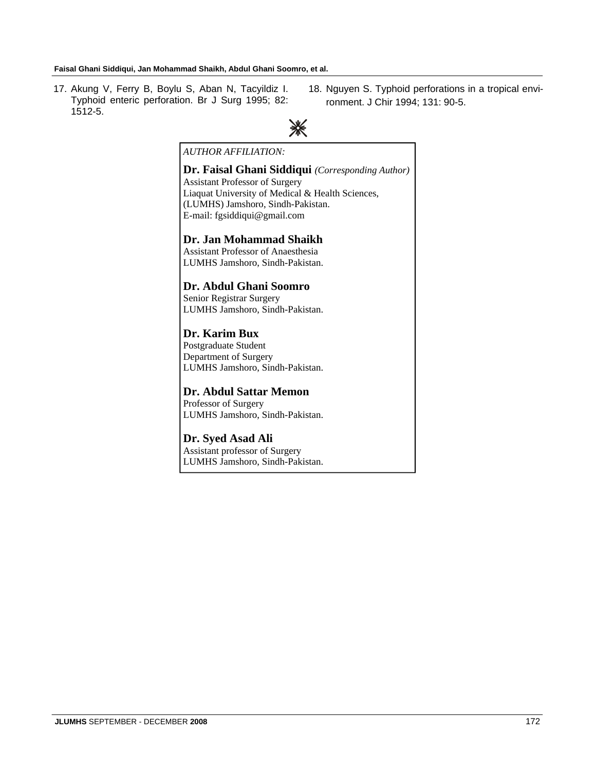17. Akung V, Ferry B, Boylu S, Aban N, Tacyildiz I. Typhoid enteric perforation. Br J Surg 1995; 82: 1512-5.
18. Nguyen S. Typhoid perforations in a tropical environment. J Chir 1994; 131: 90-5.

*AUTHOR AFFILIATION:*

**Dr. Faisal Ghani Siddiqui** *(Corresponding Author)*
Assistant Professor of Surgery
Liaquat University of Medical & Health Sciences,
(LUMHS) Jamshoro, Sindh-Pakistan.
E-mail: fgsiddiqui@gmail.com

**Dr. Jan Mohammad Shaikh**
Assistant Professor of Anaesthesia
LUMHS Jamshoro, Sindh-Pakistan.

**Dr. Abdul Ghani Soomro**
Senior Registrar Surgery
LUMHS Jamshoro, Sindh-Pakistan.

**Dr. Karim Bux**
Postgraduate Student
Department of Surgery
LUMHS Jamshoro, Sindh-Pakistan.

**Dr. Abdul Sattar Memon**
Professor of Surgery
LUMHS Jamshoro, Sindh-Pakistan.

**Dr. Syed Asad Ali**
Assistant professor of Surgery
LUMHS Jamshoro, Sindh-Pakistan.